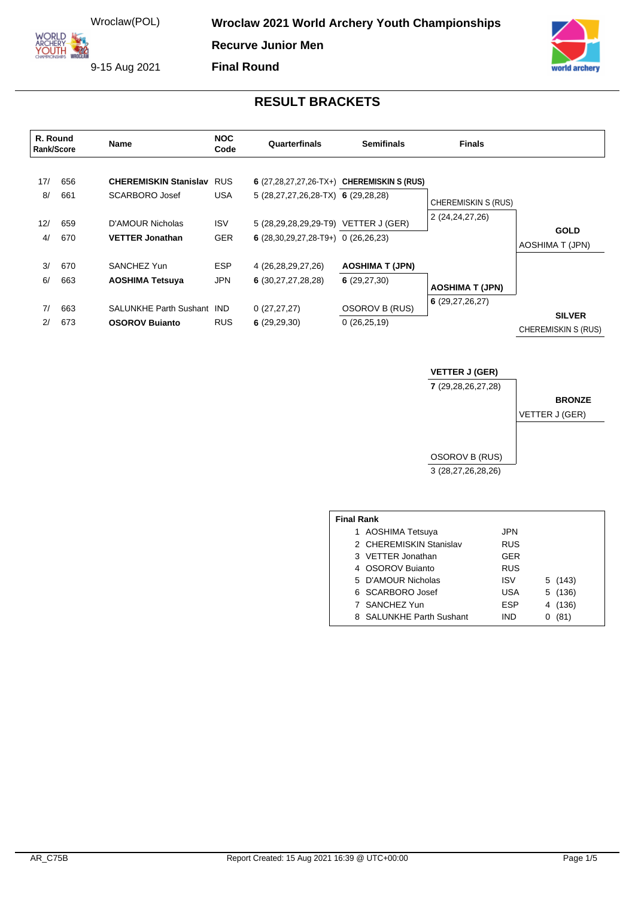Wroclaw(POL)

9-15 Aug 2021

# Wroclaw 2021 World Archery Youth Championships

## Recurve Junior Men

## Final Round

### RESULT BRACKETS

| R. Round Rank/Score | | Name | NOC Code | Quarterfinals | Semifinals | Finals | |
|---|---|---|---|---|---|---|---|
| 17/ | 656 | **CHEREMISKIN Stanislav** | RUS | **6** (27,28,27,27,26-TX+) | **CHEREMISKIN S (RUS)** | | |
| 8/ | 661 | SCARBORO Josef | USA | 5 (28,27,27,26,28-TX) | **6** (29,28,28) | CHEREMISKIN S (RUS) | |
| 12/ | 659 | D'AMOUR Nicholas | ISV | 5 (28,29,28,29,29-T9) | VETTER J (GER) | 2 (24,24,27,26) | **GOLD** |
| 4/ | 670 | **VETTER Jonathan** | GER | **6** (28,30,29,27,28-T9+) | 0 (26,26,23) | | AOSHIMA T (JPN) |
| 3/ | 670 | SANCHEZ Yun | ESP | 4 (26,28,29,27,26) | **AOSHIMA T (JPN)** | | |
| 6/ | 663 | **AOSHIMA Tetsuya** | JPN | **6** (30,27,27,28,28) | **6** (29,27,30) | **AOSHIMA T (JPN)** | |
| 7/ | 663 | SALUNKHE Parth Sushant | IND | 0 (27,27,27) | OSOROV B (RUS) | **6** (29,27,26,27) | **SILVER** |
| 2/ | 673 | **OSOROV Buianto** | RUS | **6** (29,29,30) | 0 (26,25,19) | | CHEREMISKIN S (RUS) |

| Bronze Match | |
|---|---|
| **VETTER J (GER)** | |
| **7** (29,28,26,27,28) | **BRONZE** |
| | VETTER J (GER) |
| OSOROV B (RUS) | |
| 3 (28,27,26,28,26) | |

**Final Rank**

| Rank | Name | NOC | | |
|---|---|---|---|---|
| 1 | AOSHIMA Tetsuya | JPN | | |
| 2 | CHEREMISKIN Stanislav | RUS | | |
| 3 | VETTER Jonathan | GER | | |
| 4 | OSOROV Buianto | RUS | | |
| 5 | D'AMOUR Nicholas | ISV | 5 | (143) |
| 6 | SCARBORO Josef | USA | 5 | (136) |
| 7 | SANCHEZ Yun | ESP | 4 | (136) |
| 8 | SALUNKHE Parth Sushant | IND | 0 | (81) |

AR_C75B

Report Created: 15 Aug 2021 16:39 @ UTC+00:00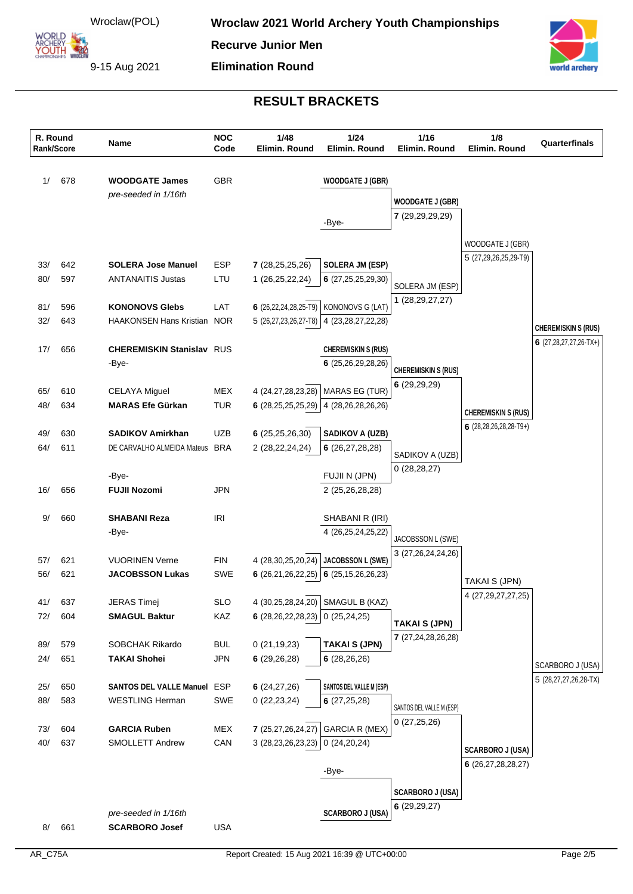# Wroclaw 2021 World Archery Youth Championships

Wroclaw(POL)

9-15 Aug 2021

**Recurve Junior Men**

**Elimination Round**

## RESULT BRACKETS

| R. Round Rank/Score | | Name | NOC Code | 1/48 Elimin. Round | 1/24 Elimin. Round | 1/16 Elimin. Round | 1/8 Elimin. Round | Quarterfinals |
|---|---|---|---|---|---|---|---|---|
| 1/ | 678 | **WOODGATE James** | GBR | | **WOODGATE J (GBR)** | | | |
| | | *pre-seeded in 1/16th* | | | | **WOODGATE J (GBR)** | | |
| | | | | | | **7** (29,29,29,29) | | |
| | | | | | -Bye- | | | |
| | | | | | | | WOODGATE J (GBR) | |
| | | | | | | | 5 (27,29,26,25,29-T9) | |
| 33/ | 642 | **SOLERA Jose Manuel** | ESP | **7** (28,25,25,26) | **SOLERA JM (ESP)** | | | |
| 80/ | 597 | ANTANAITIS Justas | LTU | 1 (26,25,22,24) | **6** (27,25,25,29,30) | SOLERA JM (ESP) | | |
| | | | | | | 1 (28,29,27,27) | | |
| 81/ | 596 | **KONONOVS Glebs** | LAT | **6** (26,22,24,28,25-T9) | KONONOVS G (LAT) | | | |
| 32/ | 643 | HAAKONSEN Hans Kristian | NOR | 5 (26,27,23,26,27-T8) | 4 (23,28,27,22,28) | | | **CHEREMISKIN S (RUS)** |
| | | | | | | | | **6** (27,28,27,27,26-TX+) |
| 17/ | 656 | **CHEREMISKIN Stanislav** | RUS | | **CHEREMISKIN S (RUS)** | | | |
| | | -Bye- | | | **6** (25,26,29,28,26) | **CHEREMISKIN S (RUS)** | | |
| | | | | | | **6** (29,29,29) | | |
| 65/ | 610 | CELAYA Miguel | MEX | 4 (24,27,28,23,28) | MARAS EG (TUR) | | | |
| 48/ | 634 | **MARAS Efe Gürkan** | TUR | **6** (28,25,25,25,29) | 4 (28,28,28,26,26) | | **CHEREMISKIN S (RUS)** | |
| | | | | | | | **6** (28,28,26,28,28-T9+) | |
| 49/ | 630 | **SADIKOV Amirkhan** | UZB | **6** (25,25,26,30) | **SADIKOV A (UZB)** | | | |
| 64/ | 611 | DE CARVALHO ALMEIDA Mateus | BRA | 2 (28,22,24,24) | **6** (26,27,28,28) | SADIKOV A (UZB) | | |
| | | | | | | 0 (28,28,27) | | |
| | | -Bye- | | | FUJII N (JPN) | | | |
| 16/ | 656 | **FUJII Nozomi** | JPN | | 2 (25,26,28,28) | | | |
| 9/ | 660 | **SHABANI Reza** | IRI | | SHABANI R (IRI) | | | |
| | | -Bye- | | | 4 (26,25,24,25,22) | JACOBSSON L (SWE) | | |
| | | | | | | 3 (27,26,24,24,26) | | |
| 57/ | 621 | VUORINEN Verne | FIN | 4 (28,30,25,20,24) | **JACOBSSON L (SWE)** | | | |
| 56/ | 621 | **JACOBSSON Lukas** | SWE | **6** (26,21,26,22,25) | **6** (25,15,26,26,23) | | TAKAI S (JPN) | |
| | | | | | | | 4 (27,29,27,27,25) | |
| 41/ | 637 | JERAS Timej | SLO | 4 (30,25,28,24,20) | SMAGUL B (KAZ) | | | |
| 72/ | 604 | **SMAGUL Baktur** | KAZ | **6** (28,26,22,28,23) | 0 (25,24,25) | **TAKAI S (JPN)** | | |
| | | | | | | **7** (27,24,28,26,28) | | |
| 89/ | 579 | SOBCHAK Rikardo | BUL | 0 (21,19,23) | **TAKAI S (JPN)** | | | |
| 24/ | 651 | **TAKAI Shohei** | JPN | **6** (29,26,28) | **6** (28,26,26) | | | SCARBORO J (USA) |
| | | | | | | | | 5 (28,27,27,26,28-TX) |
| 25/ | 650 | **SANTOS DEL VALLE Manuel** | ESP | **6** (24,27,26) | **SANTOS DEL VALLE M (ESP)** | | | |
| 88/ | 583 | WESTLING Herman | SWE | 0 (22,23,24) | **6** (27,25,28) | SANTOS DEL VALLE M (ESP) | | |
| | | | | | | 0 (27,25,26) | | |
| 73/ | 604 | **GARCIA Ruben** | MEX | **7** (25,27,26,24,27) | GARCIA R (MEX) | | | |
| 40/ | 637 | SMOLLETT Andrew | CAN | 3 (28,23,26,23,23) | 0 (24,20,24) | | **SCARBORO J (USA)** | |
| | | | | | | | **6** (26,27,28,28,27) | |
| | | | | | -Bye- | | | |
| | | | | | | **SCARBORO J (USA)** | | |
| | | | | | | **6** (29,29,27) | | |
| | | *pre-seeded in 1/16th* | | | **SCARBORO J (USA)** | | | |
| 8/ | 661 | **SCARBORO Josef** | USA | | | | | |

AR_C75A

Report Created: 15 Aug 2021 16:39 @ UTC+00:00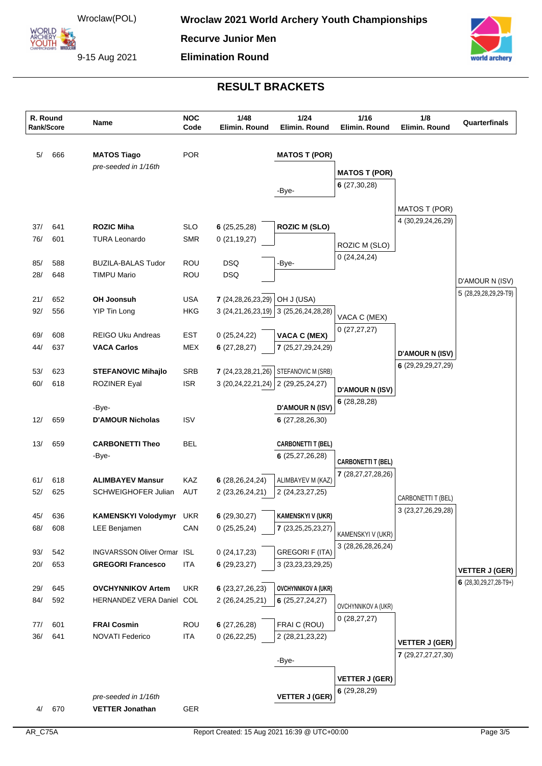# Wroclaw 2021 World Archery Youth Championships

Wroclaw(POL)

9-15 Aug 2021

**Recurve Junior Men**

**Elimination Round**

## RESULT BRACKETS

| R. Round Rank/Score | | Name | NOC Code | 1/48 Elimin. Round | 1/24 Elimin. Round | 1/16 Elimin. Round | 1/8 Elimin. Round | Quarterfinals |
|---|---|---|---|---|---|---|---|---|
| 5/ | 666 | **MATOS Tiago** | POR | | **MATOS T (POR)** | | | |
| | | *pre-seeded in 1/16th* | | | | **MATOS T (POR)** | | |
| | | | | | | **6** (27,30,28) | | |
| | | | | | -Bye- | | | |
| | | | | | | | MATOS T (POR) | |
| | | | | | | | 4 (30,29,24,26,29) | |
| 37/ | 641 | **ROZIC Miha** | SLO | **6** (25,25,28) | **ROZIC M (SLO)** | | | |
| 76/ | 601 | TURA Leonardo | SMR | 0 (21,19,27) | | | | |
| | | | | | | ROZIC M (SLO) | | |
| | | | | | | 0 (24,24,24) | | |
| 85/ | 588 | BUZILA-BALAS Tudor | ROU | DSQ | -Bye- | | | |
| 28/ | 648 | TIMPU Mario | ROU | DSQ | | | | |
| | | | | | | | | D'AMOUR N (ISV) |
| | | | | | | | | 5 (28,29,28,29,29-T9) |
| 21/ | 652 | **OH Joonsuh** | USA | **7** (24,28,26,23,29) | OH J (USA) | | | |
| 92/ | 556 | YIP Tin Long | HKG | 3 (24,21,26,23,19) | 3 (25,26,24,28,28) | | | |
| | | | | | | VACA C (MEX) | | |
| | | | | | | 0 (27,27,27) | | |
| 69/ | 608 | REIGO Uku Andreas | EST | 0 (25,24,22) | **VACA C (MEX)** | | | |
| 44/ | 637 | **VACA Carlos** | MEX | **6** (27,28,27) | **7** (25,27,29,24,29) | | | |
| | | | | | | | **D'AMOUR N (ISV)** | |
| | | | | | | | **6** (29,29,29,27,29) | |
| 53/ | 623 | **STEFANOVIC Mihajlo** | SRB | **7** (24,23,28,21,26) | STEFANOVIC M (SRB) | | | |
| 60/ | 618 | ROZINER Eyal | ISR | 3 (20,24,22,21,24) | 2 (29,25,24,27) | | | |
| | | | | | | **D'AMOUR N (ISV)** | | |
| | | | | | | **6** (28,28,28) | | |
| | | -Bye- | | | **D'AMOUR N (ISV)** | | | |
| 12/ | 659 | **D'AMOUR Nicholas** | ISV | | **6** (27,28,26,30) | | | |
| 13/ | 659 | **CARBONETTI Theo** | BEL | | **CARBONETTI T (BEL)** | | | |
| | | -Bye- | | | **6** (25,27,26,28) | | | |
| | | | | | | **CARBONETTI T (BEL)** | | |
| | | | | | | **7** (28,27,27,28,26) | | |
| 61/ | 618 | **ALIMBAYEV Mansur** | KAZ | **6** (28,26,24,24) | ALIMBAYEV M (KAZ) | | | |
| 52/ | 625 | SCHWEIGHOFER Julian | AUT | 2 (23,26,24,21) | 2 (24,23,27,25) | | | |
| | | | | | | | CARBONETTI T (BEL) | |
| | | | | | | | 3 (23,27,26,29,28) | |
| 45/ | 636 | **KAMENSKYI Volodymyr** | UKR | **6** (29,30,27) | **KAMENSKYI V (UKR)** | | | |
| 68/ | 608 | LEE Benjamen | CAN | 0 (25,25,24) | **7** (23,25,25,23,27) | | | |
| | | | | | | KAMENSKYI V (UKR) | | |
| | | | | | | 3 (28,26,28,26,24) | | |
| 93/ | 542 | INGVARSSON Oliver Ormar | ISL | 0 (24,17,23) | GREGORI F (ITA) | | | |
| 20/ | 653 | **GREGORI Francesco** | ITA | **6** (29,23,27) | 3 (23,23,23,29,25) | | | |
| | | | | | | | | **VETTER J (GER)** |
| | | | | | | | | **6** (28,30,29,27,28-T9+) |
| 29/ | 645 | **OVCHYNNIKOV Artem** | UKR | **6** (23,27,26,23) | **OVCHYNNIKOV A (UKR)** | | | |
| 84/ | 592 | HERNANDEZ VERA Daniel | COL | 2 (26,24,25,21) | **6** (25,27,24,27) | | | |
| | | | | | | OVCHYNNIKOV A (UKR) | | |
| | | | | | | 0 (28,27,27) | | |
| 77/ | 601 | **FRAI Cosmin** | ROU | **6** (27,26,28) | FRAI C (ROU) | | | |
| 36/ | 641 | NOVATI Federico | ITA | 0 (26,22,25) | 2 (28,21,23,22) | | | |
| | | | | | | | **VETTER J (GER)** | |
| | | | | | | | **7** (29,27,27,27,30) | |
| | | | | | -Bye- | | | |
| | | | | | | **VETTER J (GER)** | | |
| | | | | | | **6** (29,28,29) | | |
| | | *pre-seeded in 1/16th* | | | **VETTER J (GER)** | | | |
| 4/ | 670 | **VETTER Jonathan** | GER | | | | | |

AR_C75A

Report Created: 15 Aug 2021 16:39 @ UTC+00:00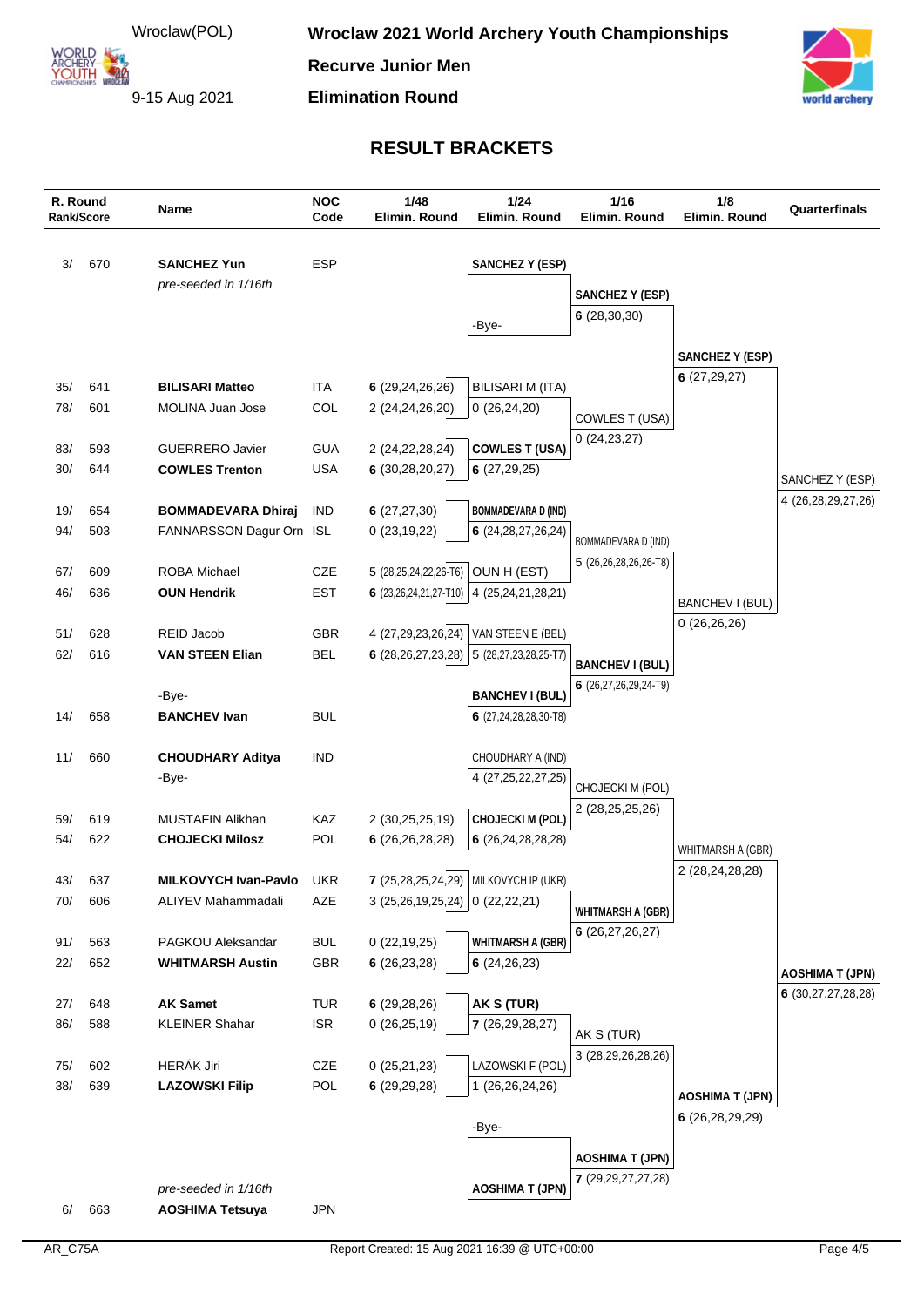# Wroclaw 2021 World Archery Youth Championships

**Recurve Junior Men**

**Elimination Round**

Wroclaw(POL)

9-15 Aug 2021

## RESULT BRACKETS

| R. Round Rank/Score | | Name | NOC Code | 1/48 Elimin. Round | 1/24 Elimin. Round | 1/16 Elimin. Round | 1/8 Elimin. Round | Quarterfinals |
|---|---|---|---|---|---|---|---|---|
| 3/ | 670 | **SANCHEZ Yun** | ESP | | **SANCHEZ Y (ESP)** | | | |
| | | *pre-seeded in 1/16th* | | | | **SANCHEZ Y (ESP)** 6 (28,30,30) | | |
| | | | | | -Bye- | | | |
| | | | | | | | **SANCHEZ Y (ESP)** 6 (27,29,27) | |
| 35/ | 641 | **BILISARI Matteo** | ITA | 6 (29,24,26,26) | BILISARI M (ITA) 0 (26,24,20) | | | |
| 78/ | 601 | MOLINA Juan Jose | COL | 2 (24,24,26,20) | | COWLES T (USA) 0 (24,23,27) | | |
| 83/ | 593 | GUERRERO Javier | GUA | 2 (24,22,28,24) | **COWLES T (USA)** 6 (27,29,25) | | | |
| 30/ | 644 | **COWLES Trenton** | USA | 6 (30,28,20,27) | | | | SANCHEZ Y (ESP) 4 (26,28,29,27,26) |
| 19/ | 654 | **BOMMADEVARA Dhiraj** | IND | 6 (27,27,30) | **BOMMADEVARA D (IND)** 6 (24,28,27,26,24) | | | |
| 94/ | 503 | FANNARSSON Dagur Orn | ISL | 0 (23,19,22) | | BOMMADEVARA D (IND) 5 (26,26,28,26,26-T8) | | |
| 67/ | 609 | ROBA Michael | CZE | 5 (28,25,24,22,26-T6) | OUN H (EST) 4 (25,24,21,28,21) | | | |
| 46/ | 636 | **OUN Hendrik** | EST | 6 (23,26,24,21,27-T10) | | | BANCHEV I (BUL) 0 (26,26,26) | |
| 51/ | 628 | REID Jacob | GBR | 4 (27,29,23,26,24) | VAN STEEN E (BEL) 5 (28,27,23,28,25-T7) | | | |
| 62/ | 616 | **VAN STEEN Elian** | BEL | 6 (28,26,27,23,28) | | **BANCHEV I (BUL)** 6 (26,27,26,29,24-T9) | | |
| | | -Bye- | | | **BANCHEV I (BUL)** 6 (27,24,28,28,30-T8) | | | |
| 14/ | 658 | **BANCHEV Ivan** | BUL | | | | | |
| 11/ | 660 | **CHOUDHARY Aditya** | IND | | CHOUDHARY A (IND) 4 (27,25,22,27,25) | | | |
| | | -Bye- | | | | CHOJECKI M (POL) 2 (28,25,25,26) | | |
| 59/ | 619 | MUSTAFIN Alikhan | KAZ | 2 (30,25,25,19) | **CHOJECKI M (POL)** 6 (26,24,28,28,28) | | | |
| 54/ | 622 | **CHOJECKI Milosz** | POL | 6 (26,26,28,28) | | | WHITMARSH A (GBR) 2 (28,24,28,28) | |
| 43/ | 637 | **MILKOVYCH Ivan-Pavlo** | UKR | 7 (25,28,25,24,29) | MILKOVYCH IP (UKR) 0 (22,22,21) | | | |
| 70/ | 606 | ALIYEV Mahammadali | AZE | 3 (25,26,19,25,24) | | **WHITMARSH A (GBR)** 6 (26,27,26,27) | | |
| 91/ | 563 | PAGKOU Aleksandar | BUL | 0 (22,19,25) | **WHITMARSH A (GBR)** 6 (24,26,23) | | | |
| 22/ | 652 | **WHITMARSH Austin** | GBR | 6 (26,23,28) | | | | **AOSHIMA T (JPN)** 6 (30,27,27,28,28) |
| 27/ | 648 | **AK Samet** | TUR | 6 (29,28,26) | **AK S (TUR)** 7 (26,29,28,27) | | | |
| 86/ | 588 | KLEINER Shahar | ISR | 0 (26,25,19) | | AK S (TUR) 3 (28,29,26,28,26) | | |
| 75/ | 602 | HERÁK Jiri | CZE | 0 (25,21,23) | LAZOWSKI F (POL) 1 (26,26,24,26) | | | |
| 38/ | 639 | **LAZOWSKI Filip** | POL | 6 (29,29,28) | | | **AOSHIMA T (JPN)** 6 (26,28,29,29) | |
| | | | | | -Bye- | | | |
| | | | | | | **AOSHIMA T (JPN)** 7 (29,29,27,27,28) | | |
| | | *pre-seeded in 1/16th* | | | **AOSHIMA T (JPN)** | | | |
| 6/ | 663 | **AOSHIMA Tetsuya** | JPN | | | | | |

AR_C75A

Report Created: 15 Aug 2021 16:39 @ UTC+00:00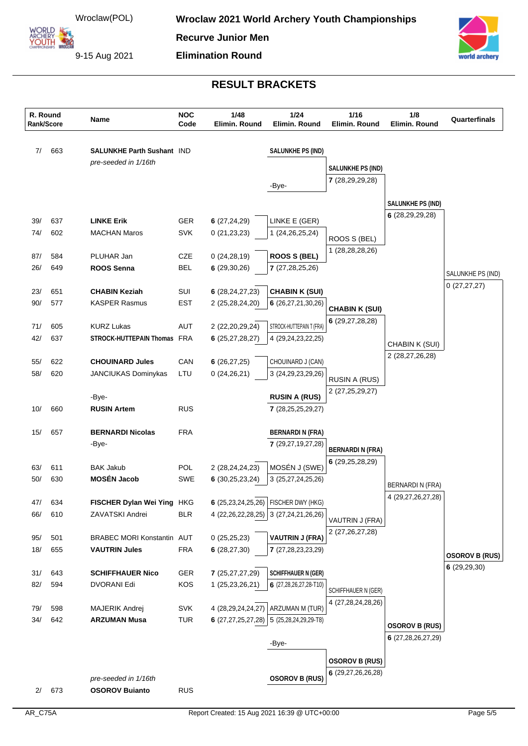# Wroclaw 2021 World Archery Youth Championships

Wroclaw(POL)

9-15 Aug 2021

**Recurve Junior Men**

**Elimination Round**

## RESULT BRACKETS

| R. Round Rank/Score | Name | NOC Code | 1/48 Elimin. Round | 1/24 Elimin. Round | 1/16 Elimin. Round | 1/8 Elimin. Round | Quarterfinals |
|---|---|---|---|---|---|---|---|
| 7/ 663 | **SALUNKHE Parth Sushant** *pre-seeded in 1/16th* | IND | | **SALUNKHE PS (IND)** | **SALUNKHE PS (IND)** 7 (28,29,29,28) | **SALUNKHE PS (IND)** 6 (28,29,29,28) | SALUNKHE PS (IND) 0 (27,27,27) |
| | | | | -Bye- | | | |
| 39/ 637 | **LINKE Erik** | GER | **6** (27,24,29) | LINKE E (GER) 1 (24,26,25,24) | ROOS S (BEL) 1 (28,28,28,26) | | |
| 74/ 602 | MACHAN Maros | SVK | 0 (21,23,23) | | | | |
| 87/ 584 | PLUHAR Jan | CZE | 0 (24,28,19) | **ROOS S (BEL)** 7 (27,28,25,26) | | | |
| 26/ 649 | **ROOS Senna** | BEL | **6** (29,30,26) | | | | |
| 23/ 651 | **CHABIN Keziah** | SUI | **6** (28,24,27,23) | **CHABIN K (SUI)** 6 (26,27,21,30,26) | **CHABIN K (SUI)** 6 (29,27,28,28) | CHABIN K (SUI) 2 (28,27,26,28) | |
| 90/ 577 | KASPER Rasmus | EST | 2 (25,28,24,20) | | | | |
| 71/ 605 | KURZ Lukas | AUT | 2 (22,20,29,24) | STROCK-HUTTEPAIN T (FRA) 4 (29,24,23,22,25) | | | |
| 42/ 637 | **STROCK-HUTTEPAIN Thomas** | FRA | **6** (25,27,28,27) | | | | |
| 55/ 622 | **CHOUINARD Jules** | CAN | **6** (26,27,25) | CHOUINARD J (CAN) 3 (24,29,23,29,26) | RUSIN A (RUS) 2 (27,25,29,27) | | |
| 58/ 620 | JANCIUKAS Dominykas | LTU | 0 (24,26,21) | | | | |
| | -Bye- | | | **RUSIN A (RUS)** 7 (28,25,25,29,27) | | | |
| 10/ 660 | **RUSIN Artem** | RUS | | | | | |
| 15/ 657 | **BERNARDI Nicolas** | FRA | | **BERNARDI N (FRA)** 7 (29,27,19,27,28) | **BERNARDI N (FRA)** 6 (29,25,28,29) | BERNARDI N (FRA) 4 (29,27,26,27,28) | **OSOROV B (RUS)** 6 (29,29,30) |
| | -Bye- | | | | | | |
| 63/ 611 | BAK Jakub | POL | 2 (28,24,24,23) | MOSÉN J (SWE) 3 (25,27,24,25,26) | | | |
| 50/ 630 | **MOSÉN Jacob** | SWE | **6** (30,25,23,24) | | | | |
| 47/ 634 | **FISCHER Dylan Wei Ying** | HKG | **6** (25,23,24,25,26) | FISCHER DWY (HKG) 3 (27,24,21,26,26) | VAUTRIN J (FRA) 2 (27,26,27,28) | | |
| 66/ 610 | ZAVATSKI Andrei | BLR | 4 (22,26,22,28,25) | | | | |
| 95/ 501 | BRABEC MORI Konstantin | AUT | 0 (25,25,23) | **VAUTRIN J (FRA)** 7 (27,28,23,23,29) | | | |
| 18/ 655 | **VAUTRIN Jules** | FRA | **6** (28,27,30) | | | | |
| 31/ 643 | **SCHIFFHAUER Nico** | GER | **7** (25,27,27,29) | **SCHIFFHAUER N (GER)** 6 (27,28,26,27,28-T10) | SCHIFFHAUER N (GER) 4 (27,28,24,28,26) | **OSOROV B (RUS)** 6 (27,28,26,27,29) | |
| 82/ 594 | DVORANI Edi | KOS | 1 (25,23,26,21) | | | | |
| 79/ 598 | MAJERIK Andrej | SVK | 4 (28,29,24,24,27) | ARZUMAN M (TUR) 5 (25,28,24,29,29-T8) | | | |
| 34/ 642 | **ARZUMAN Musa** | TUR | **6** (27,27,25,27,28) | | | | |
| | | | | -Bye- | **OSOROV B (RUS)** 6 (29,27,26,26,28) | | |
| 2/ 673 | **OSOROV Buianto** *pre-seeded in 1/16th* | RUS | | **OSOROV B (RUS)** | | | |

AR_C75A

Report Created: 15 Aug 2021 16:39 @ UTC+00:00